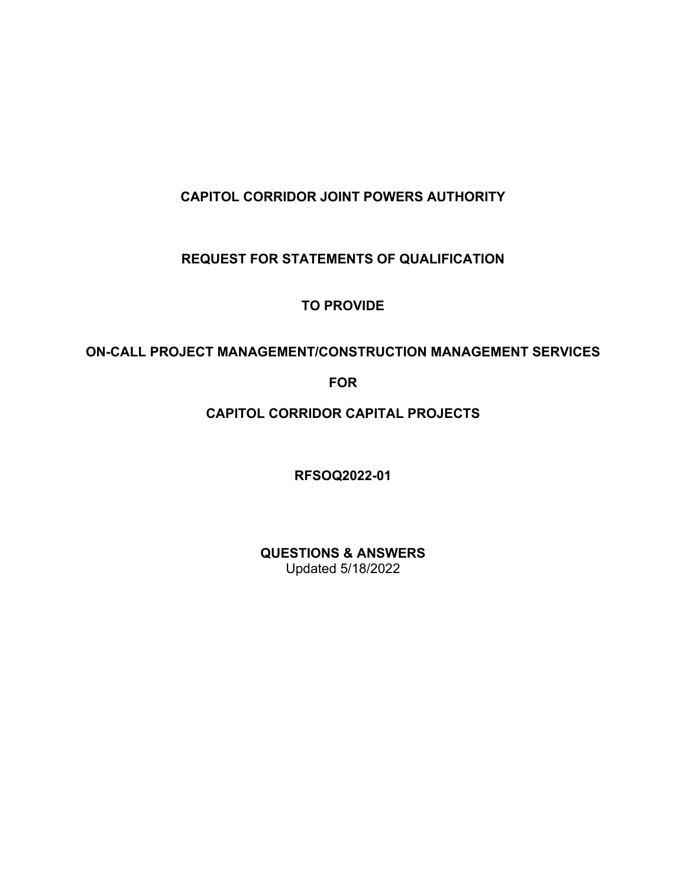# CAPITOL CORRIDOR JOINT POWERS AUTHORITY

## REQUEST FOR STATEMENTS OF QUALIFICATION

## TO PROVIDE

## ON-CALL PROJECT MANAGEMENT/CONSTRUCTION MANAGEMENT SERVICES

## FOR

## CAPITOL CORRIDOR CAPITAL PROJECTS

**RFSOQ2022-01**

**QUESTIONS & ANSWERS**
Updated 5/18/2022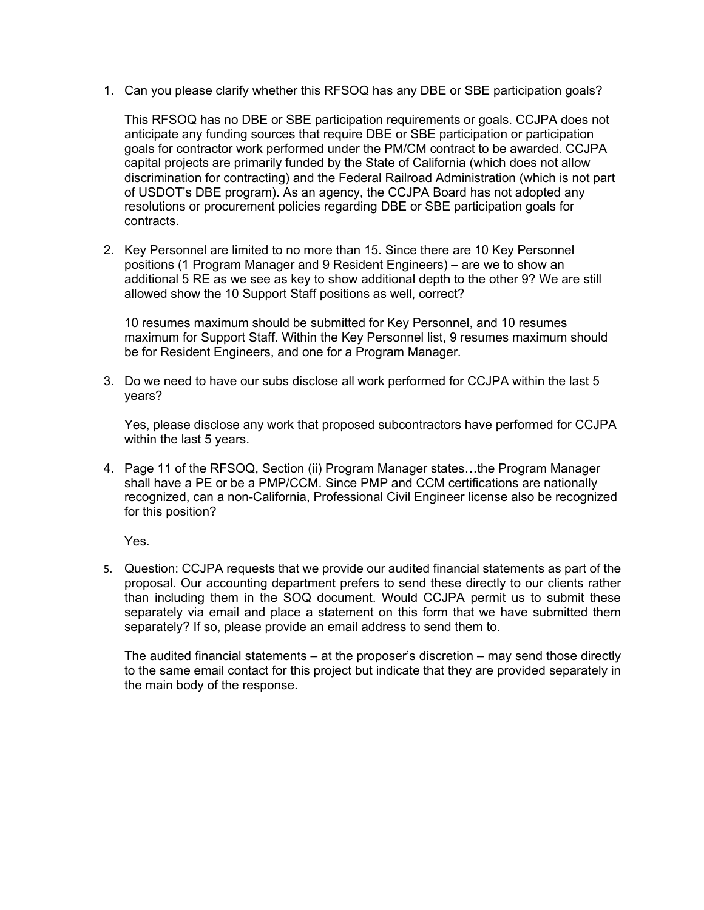1. Can you please clarify whether this RFSOQ has any DBE or SBE participation goals?

   This RFSOQ has no DBE or SBE participation requirements or goals. CCJPA does not anticipate any funding sources that require DBE or SBE participation or participation goals for contractor work performed under the PM/CM contract to be awarded. CCJPA capital projects are primarily funded by the State of California (which does not allow discrimination for contracting) and the Federal Railroad Administration (which is not part of USDOT's DBE program). As an agency, the CCJPA Board has not adopted any resolutions or procurement policies regarding DBE or SBE participation goals for contracts.

2. Key Personnel are limited to no more than 15. Since there are 10 Key Personnel positions (1 Program Manager and 9 Resident Engineers) – are we to show an additional 5 RE as we see as key to show additional depth to the other 9? We are still allowed show the 10 Support Staff positions as well, correct?

   10 resumes maximum should be submitted for Key Personnel, and 10 resumes maximum for Support Staff. Within the Key Personnel list, 9 resumes maximum should be for Resident Engineers, and one for a Program Manager.

3. Do we need to have our subs disclose all work performed for CCJPA within the last 5 years?

   Yes, please disclose any work that proposed subcontractors have performed for CCJPA within the last 5 years.

4. Page 11 of the RFSOQ, Section (ii) Program Manager states…the Program Manager shall have a PE or be a PMP/CCM. Since PMP and CCM certifications are nationally recognized, can a non-California, Professional Civil Engineer license also be recognized for this position?

   Yes.

5. Question: CCJPA requests that we provide our audited financial statements as part of the proposal. Our accounting department prefers to send these directly to our clients rather than including them in the SOQ document. Would CCJPA permit us to submit these separately via email and place a statement on this form that we have submitted them separately? If so, please provide an email address to send them to.

   The audited financial statements – at the proposer's discretion – may send those directly to the same email contact for this project but indicate that they are provided separately in the main body of the response.